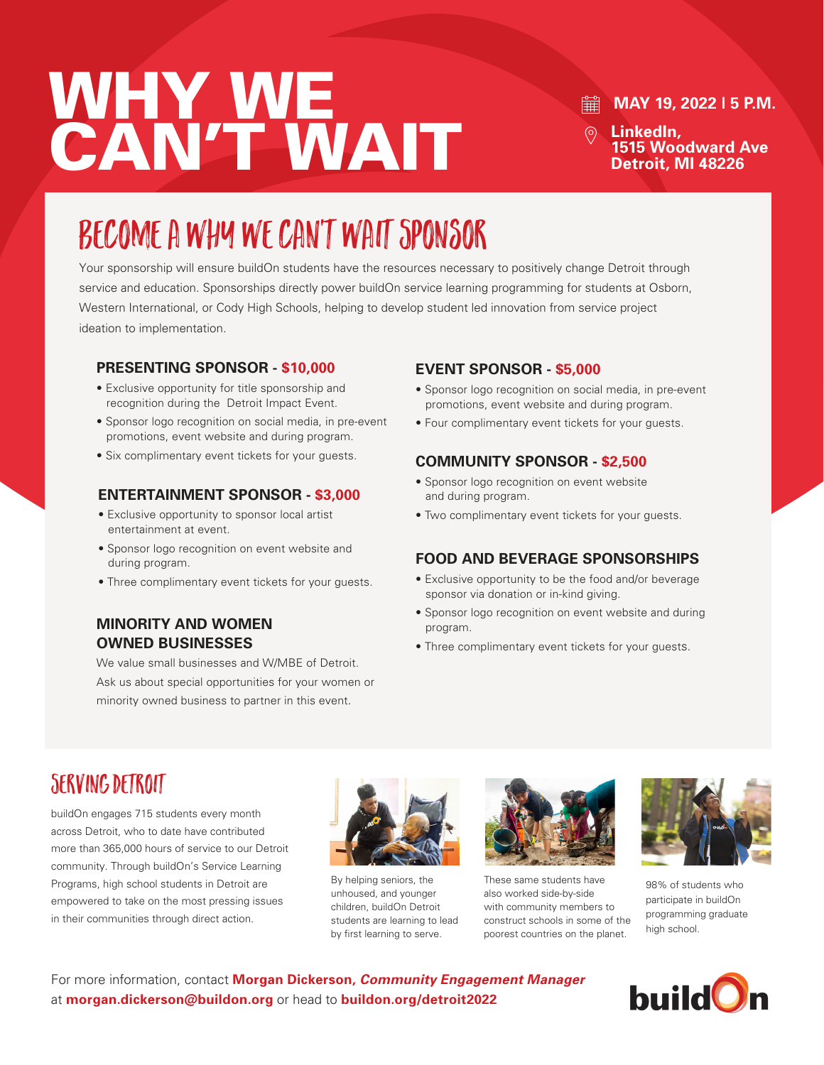# WHY WE CAN'T WAIT

**MAY 19, 2022 | 5 P.M.**

**LinkedIn,**
**1515 Woodward Ave**
**Detroit, MI 48226**

## BECOME A WHY WE CAN'T WAIT SPONSOR

Your sponsorship will ensure buildOn students have the resources necessary to positively change Detroit through service and education. Sponsorships directly power buildOn service learning programming for students at Osborn, Western International, or Cody High Schools, helping to develop student led innovation from service project ideation to implementation.

### PRESENTING SPONSOR - $10,000

- Exclusive opportunity for title sponsorship and recognition during the Detroit Impact Event.
- Sponsor logo recognition on social media, in pre-event promotions, event website and during program.
- Six complimentary event tickets for your guests.

### ENTERTAINMENT SPONSOR - $3,000

- Exclusive opportunity to sponsor local artist entertainment at event.
- Sponsor logo recognition on event website and during program.
- Three complimentary event tickets for your guests.

### MINORITY AND WOMEN OWNED BUSINESSES

We value small businesses and W/MBE of Detroit. Ask us about special opportunities for your women or minority owned business to partner in this event.

### EVENT SPONSOR - $5,000

- Sponsor logo recognition on social media, in pre-event promotions, event website and during program.
- Four complimentary event tickets for your guests.

### COMMUNITY SPONSOR - $2,500

- Sponsor logo recognition on event website and during program.
- Two complimentary event tickets for your guests.

### FOOD AND BEVERAGE SPONSORSHIPS

- Exclusive opportunity to be the food and/or beverage sponsor via donation or in-kind giving.
- Sponsor logo recognition on event website and during program.
- Three complimentary event tickets for your guests.

## SERVING DETROIT

buildOn engages 715 students every month across Detroit, who to date have contributed more than 365,000 hours of service to our Detroit community. Through buildOn's Service Learning Programs, high school students in Detroit are empowered to take on the most pressing issues in their communities through direct action.

By helping seniors, the unhoused, and younger children, buildOn Detroit students are learning to lead by first learning to serve.

These same students have also worked side-by-side with community members to construct schools in some of the poorest countries on the planet.

98% of students who participate in buildOn programming graduate high school.

For more information, contact **Morgan Dickerson, *Community Engagement Manager*** at **morgan.dickerson@buildon.org** or head to **buildon.org/detroit2022**

buildOn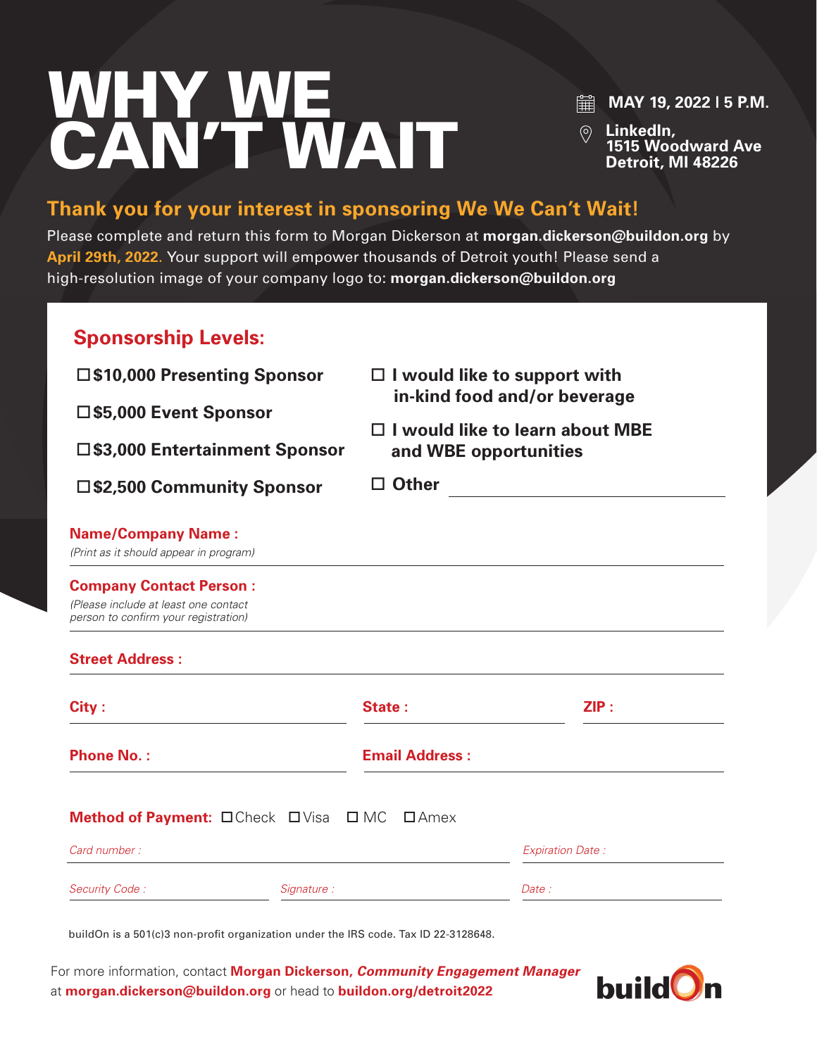# WHY WE CAN'T WAIT

**MAY 19, 2022 | 5 P.M.**

**LinkedIn,**
**1515 Woodward Ave**
**Detroit, MI 48226**

## Thank you for your interest in sponsoring We We Can't Wait!

Please complete and return this form to Morgan Dickerson at **morgan.dickerson@buildon.org** by **April 29th, 2022.** Your support will empower thousands of Detroit youth! Please send a high-resolution image of your company logo to: **morgan.dickerson@buildon.org**

### Sponsorship Levels:

- ☐ **$10,000 Presenting Sponsor**
- ☐ **$5,000 Event Sponsor**
- ☐ **$3,000 Entertainment Sponsor**
- ☐ **$2,500 Community Sponsor**
- ☐ **I would like to support with in-kind food and/or beverage**
- ☐ **I would like to learn about MBE and WBE opportunities**
- ☐ **Other** ______________________

**Name/Company Name :**
*(Print as it should appear in program)* ______________________

**Company Contact Person :**
*(Please include at least one contact person to confirm your registration)* ______________________

**Street Address :** ______________________

**City :** ______________ **State :** ______________ **ZIP :** ______________

**Phone No. :** ______________ **Email Address :** ______________

**Method of Payment:** ☐Check ☐Visa ☐ MC ☐Amex

*Card number :* ______________ *Expiration Date :* ______________

*Security Code :* ______________ *Signature :* ______________ *Date :* ______________

buildOn is a 501(c)3 non-profit organization under the IRS code. Tax ID 22-3128648.

For more information, contact **Morgan Dickerson, *Community Engagement Manager*** at **morgan.dickerson@buildon.org** or head to **buildon.org/detroit2022**

buildOn